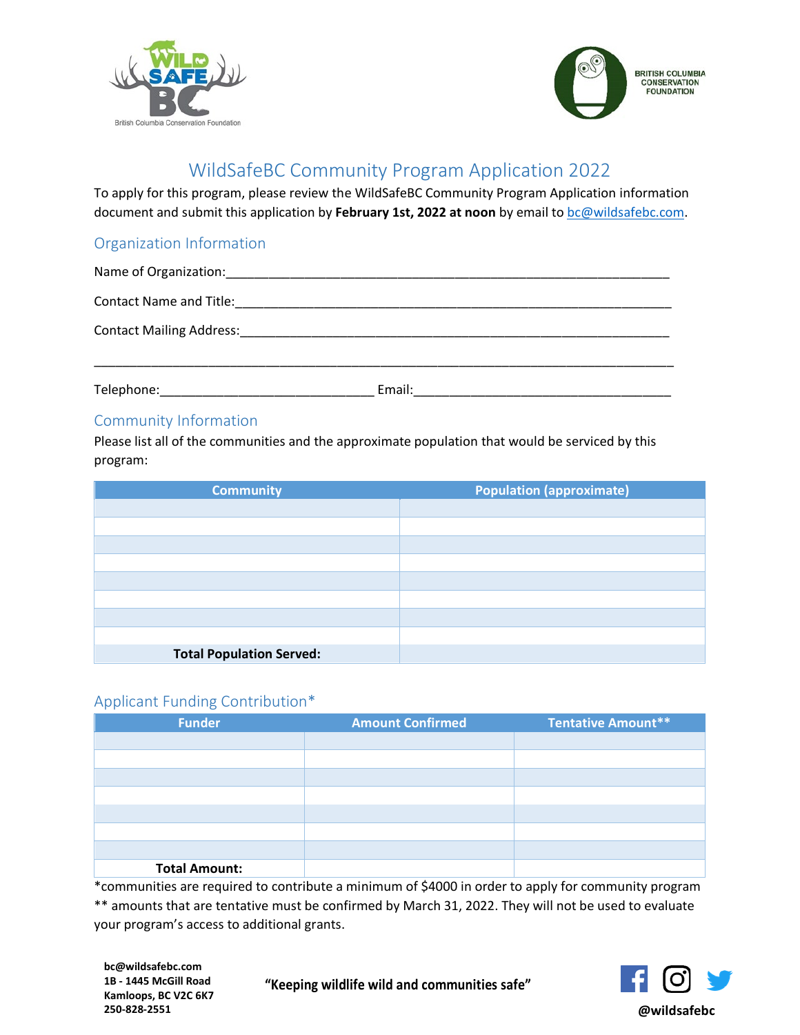# WildSafeBC Community Program Application 2022

To apply for this program, please review the WildSafeBC Community Program Application information document and submit this application by **February 1st, 2022 at noon** by email to bc@wildsafebc.com.

## Organization Information

Name of Organization:_______________________________________________________________

Contact Name and Title:______________________________________________________________

Contact Mailing Address:_____________________________________________________________

_____________________________________________________________________________

Telephone:_____________________________ Email:___________________________________

## Community Information

Please list all of the communities and the approximate population that would be serviced by this program:

| Community | Population (approximate) |
|---|---|
| | |
| | |
| | |
| | |
| | |
| | |
| | |
| | |
| **Total Population Served:** | |

## Applicant Funding Contribution*

| Funder | Amount Confirmed | Tentative Amount** |
|---|---|---|
| | | |
| | | |
| | | |
| | | |
| | | |
| | | |
| | | |
| **Total Amount:** | | |

*communities are required to contribute a minimum of $4000 in order to apply for community program

** amounts that are tentative must be confirmed by March 31, 2022. They will not be used to evaluate your program's access to additional grants.

**bc@wildsafebc.com**
**1B - 1445 McGill Road**
**Kamloops, BC V2C 6K7**
**250-828-2551**

**"Keeping wildlife wild and communities safe"**

**@wildsafebc**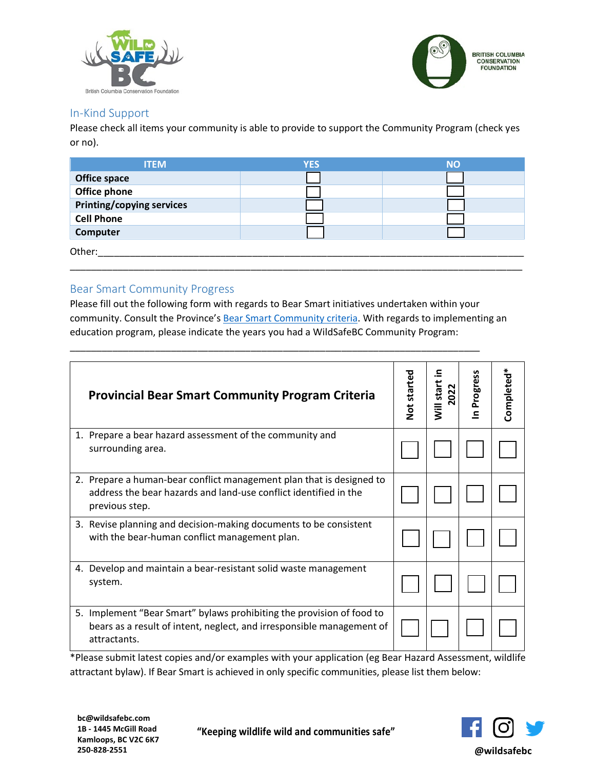## In-Kind Support

Please check all items your community is able to provide to support the Community Program (check yes or no).

| ITEM | YES | NO |
|---|---|---|
| **Office space** | ☐ | ☐ |
| **Office phone** | ☐ | ☐ |
| **Printing/copying services** | ☐ | ☐ |
| **Cell Phone** | ☐ | ☐ |
| **Computer** | ☐ | ☐ |

Other:___________________________________________________________________________

_________________________________________________________________________________

## Bear Smart Community Progress

Please fill out the following form with regards to Bear Smart initiatives undertaken within your community. Consult the Province's [Bear Smart Community criteria](). With regards to implementing an education program, please indicate the years you had a WildSafeBC Community Program:

_________________________________________________________________________

| **Provincial Bear Smart Community Program Criteria** | **Not started** | **Will start in 2022** | **In Progress** | **Completed*** |
|---|---|---|---|---|
| 1. Prepare a bear hazard assessment of the community and surrounding area. | ☐ | ☐ | ☐ | ☐ |
| 2. Prepare a human-bear conflict management plan that is designed to address the bear hazards and land-use conflict identified in the previous step. | ☐ | ☐ | ☐ | ☐ |
| 3. Revise planning and decision-making documents to be consistent with the bear-human conflict management plan. | ☐ | ☐ | ☐ | ☐ |
| 4. Develop and maintain a bear-resistant solid waste management system. | ☐ | ☐ | ☐ | ☐ |
| 5. Implement "Bear Smart" bylaws prohibiting the provision of food to bears as a result of intent, neglect, and irresponsible management of attractants. | ☐ | ☐ | ☐ | ☐ |

*Please submit latest copies and/or examples with your application (eg Bear Hazard Assessment, wildlife attractant bylaw). If Bear Smart is achieved in only specific communities, please list them below: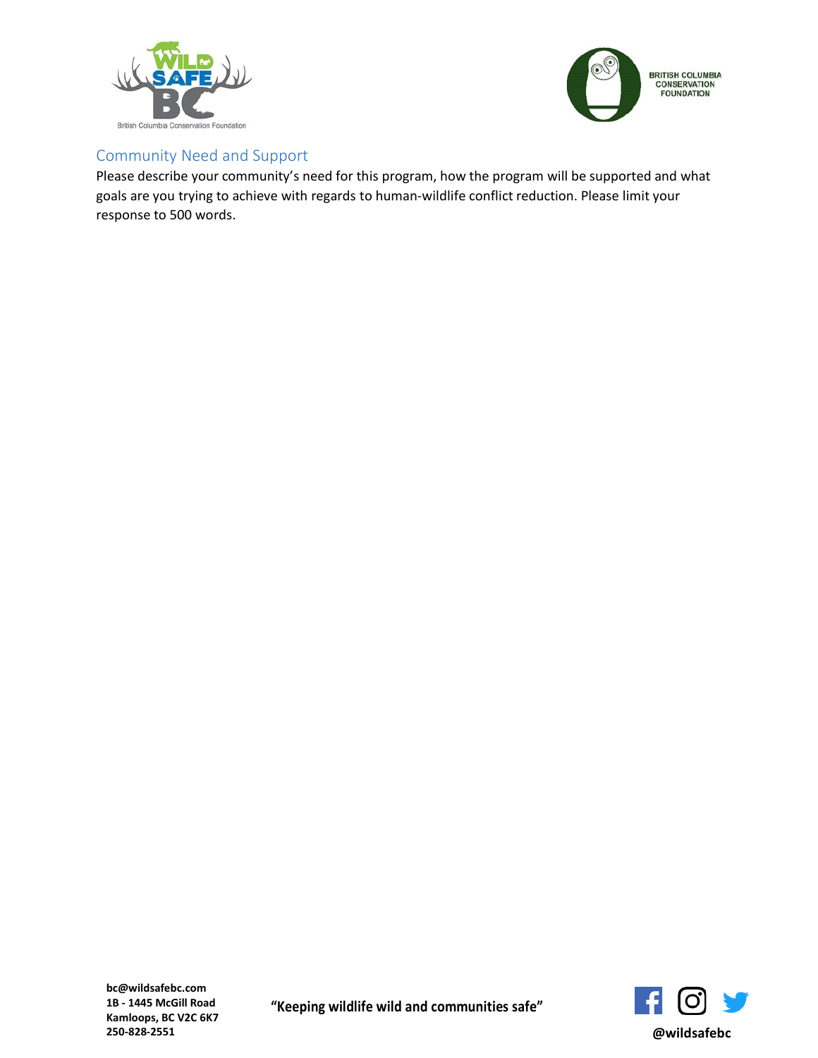## Community Need and Support

Please describe your community's need for this program, how the program will be supported and what goals are you trying to achieve with regards to human-wildlife conflict reduction. Please limit your response to 500 words.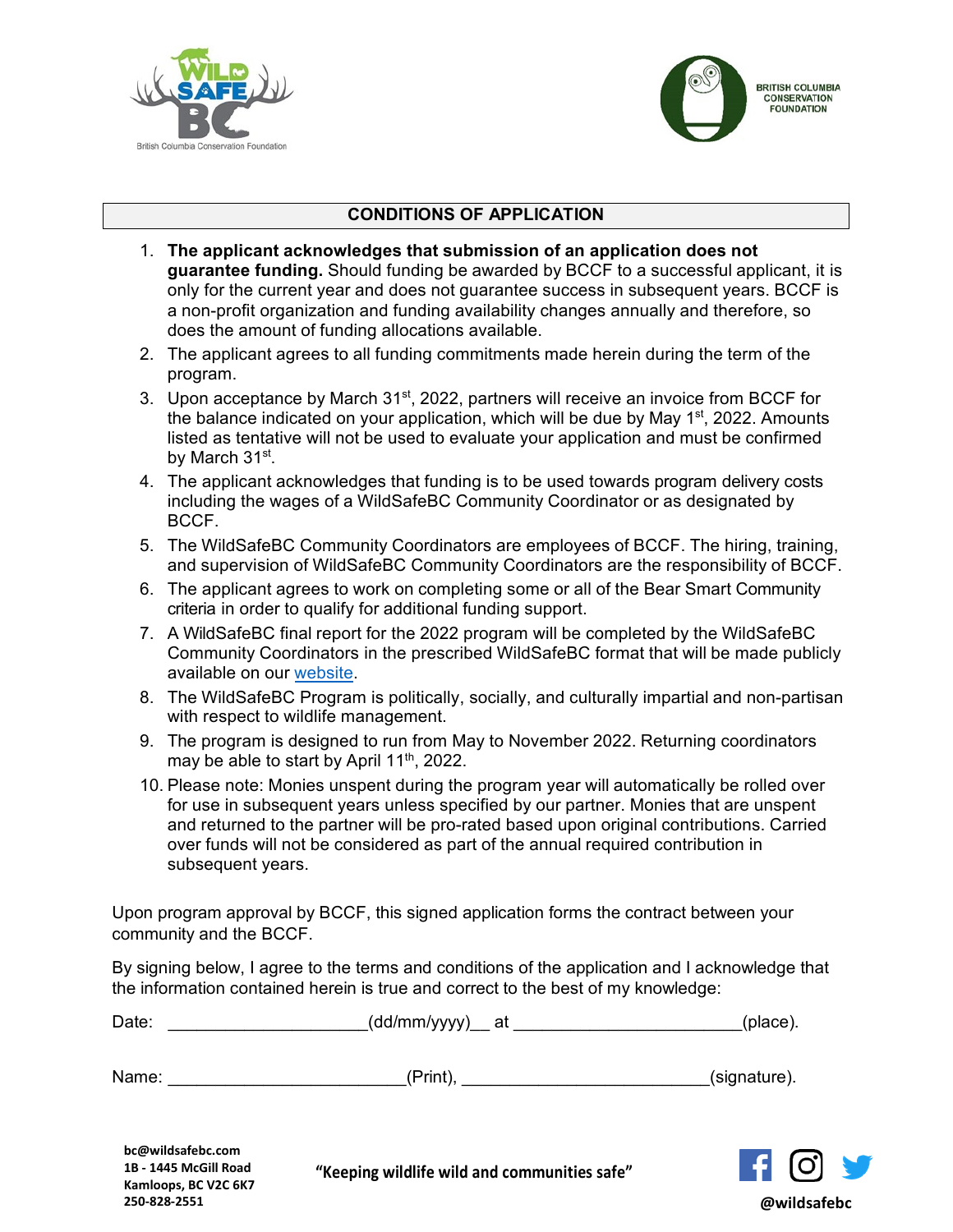## CONDITIONS OF APPLICATION

1. **The applicant acknowledges that submission of an application does not guarantee funding.** Should funding be awarded by BCCF to a successful applicant, it is only for the current year and does not guarantee success in subsequent years. BCCF is a non-profit organization and funding availability changes annually and therefore, so does the amount of funding allocations available.
2. The applicant agrees to all funding commitments made herein during the term of the program.
3. Upon acceptance by March 31st, 2022, partners will receive an invoice from BCCF for the balance indicated on your application, which will be due by May 1st, 2022. Amounts listed as tentative will not be used to evaluate your application and must be confirmed by March 31st.
4. The applicant acknowledges that funding is to be used towards program delivery costs including the wages of a WildSafeBC Community Coordinator or as designated by BCCF.
5. The WildSafeBC Community Coordinators are employees of BCCF. The hiring, training, and supervision of WildSafeBC Community Coordinators are the responsibility of BCCF.
6. The applicant agrees to work on completing some or all of the Bear Smart Community criteria in order to qualify for additional funding support.
7. A WildSafeBC final report for the 2022 program will be completed by the WildSafeBC Community Coordinators in the prescribed WildSafeBC format that will be made publicly available on our website.
8. The WildSafeBC Program is politically, socially, and culturally impartial and non-partisan with respect to wildlife management.
9. The program is designed to run from May to November 2022. Returning coordinators may be able to start by April 11th, 2022.
10. Please note: Monies unspent during the program year will automatically be rolled over for use in subsequent years unless specified by our partner. Monies that are unspent and returned to the partner will be pro-rated based upon original contributions. Carried over funds will not be considered as part of the annual required contribution in subsequent years.

Upon program approval by BCCF, this signed application forms the contract between your community and the BCCF.

By signing below, I agree to the terms and conditions of the application and I acknowledge that the information contained herein is true and correct to the best of my knowledge:

Date: ____________________(dd/mm/yyyy)__ at ________________________(place).

Name: ________________________(Print), _________________________(signature).

bc@wildsafebc.com
1B - 1445 McGill Road
Kamloops, BC V2C 6K7
250-828-2551

"Keeping wildlife wild and communities safe"

@wildsafebc